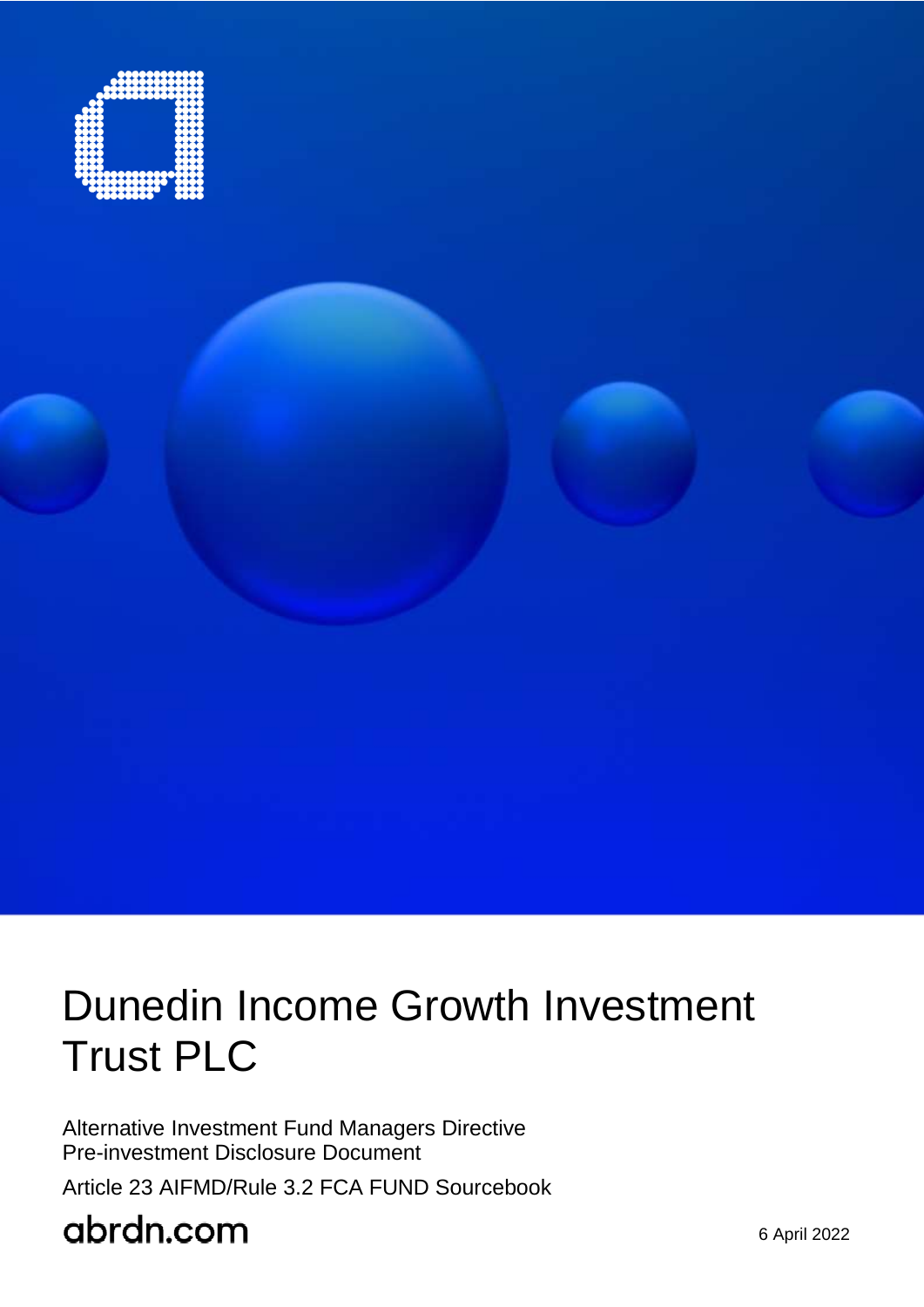# Dunedin Income Growth Investment Trust PLC

Alternative Investment Fund Managers Directive
Pre-investment Disclosure Document

Article 23 AIFMD/Rule 3.2 FCA FUND Sourcebook

abrdn.com

6 April 2022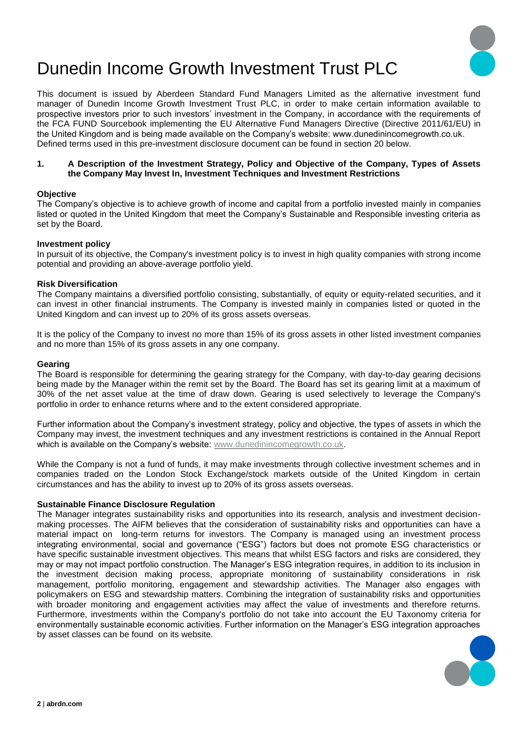# Dunedin Income Growth Investment Trust PLC

This document is issued by Aberdeen Standard Fund Managers Limited as the alternative investment fund manager of Dunedin Income Growth Investment Trust PLC, in order to make certain information available to prospective investors prior to such investors' investment in the Company, in accordance with the requirements of the FCA FUND Sourcebook implementing the EU Alternative Fund Managers Directive (Directive 2011/61/EU) in the United Kingdom and is being made available on the Company's website: www.dunedinincomegrowth.co.uk. Defined terms used in this pre-investment disclosure document can be found in section 20 below.

## 1. A Description of the Investment Strategy, Policy and Objective of the Company, Types of Assets the Company May Invest In, Investment Techniques and Investment Restrictions

**Objective**

The Company's objective is to achieve growth of income and capital from a portfolio invested mainly in companies listed or quoted in the United Kingdom that meet the Company's Sustainable and Responsible investing criteria as set by the Board.

**Investment policy**

In pursuit of its objective, the Company's investment policy is to invest in high quality companies with strong income potential and providing an above-average portfolio yield.

**Risk Diversification**

The Company maintains a diversified portfolio consisting, substantially, of equity or equity-related securities, and it can invest in other financial instruments. The Company is invested mainly in companies listed or quoted in the United Kingdom and can invest up to 20% of its gross assets overseas.

It is the policy of the Company to invest no more than 15% of its gross assets in other listed investment companies and no more than 15% of its gross assets in any one company.

**Gearing**

The Board is responsible for determining the gearing strategy for the Company, with day-to-day gearing decisions being made by the Manager within the remit set by the Board. The Board has set its gearing limit at a maximum of 30% of the net asset value at the time of draw down. Gearing is used selectively to leverage the Company's portfolio in order to enhance returns where and to the extent considered appropriate.

Further information about the Company's investment strategy, policy and objective, the types of assets in which the Company may invest, the investment techniques and any investment restrictions is contained in the Annual Report which is available on the Company's website: www.dunedinincomegrowth.co.uk.

While the Company is not a fund of funds, it may make investments through collective investment schemes and in companies traded on the London Stock Exchange/stock markets outside of the United Kingdom in certain circumstances and has the ability to invest up to 20% of its gross assets overseas.

**Sustainable Finance Disclosure Regulation**

The Manager integrates sustainability risks and opportunities into its research, analysis and investment decision-making processes. The AIFM believes that the consideration of sustainability risks and opportunities can have a material impact on long-term returns for investors. The Company is managed using an investment process integrating environmental, social and governance ("ESG") factors but does not promote ESG characteristics or have specific sustainable investment objectives. This means that whilst ESG factors and risks are considered, they may or may not impact portfolio construction. The Manager's ESG integration requires, in addition to its inclusion in the investment decision making process, appropriate monitoring of sustainability considerations in risk management, portfolio monitoring, engagement and stewardship activities. The Manager also engages with policymakers on ESG and stewardship matters. Combining the integration of sustainability risks and opportunities with broader monitoring and engagement activities may affect the value of investments and therefore returns. Furthermore, investments within the Company's portfolio do not take into account the EU Taxonomy criteria for environmentally sustainable economic activities. Further information on the Manager's ESG integration approaches by asset classes can be found on its website.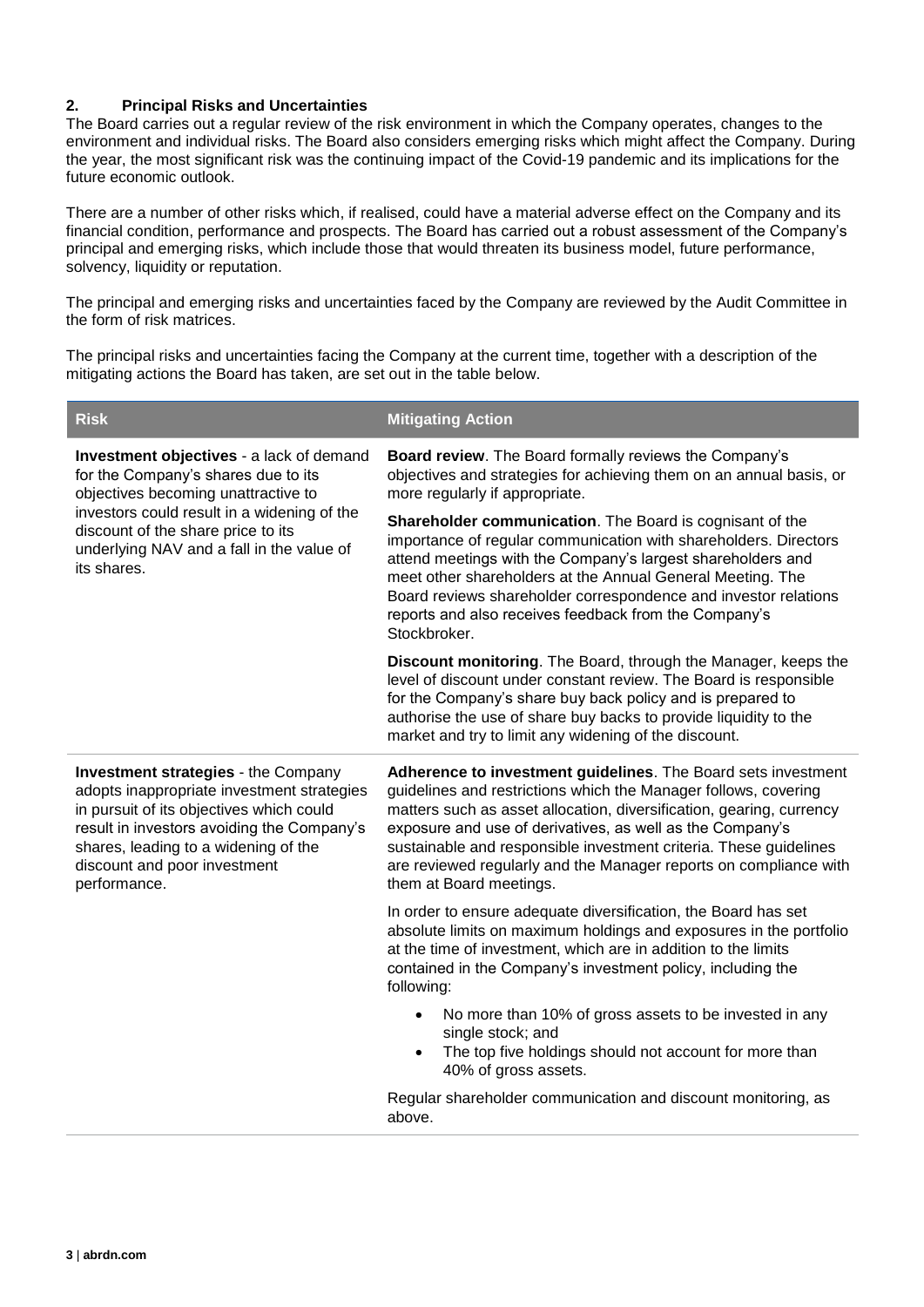## 2. Principal Risks and Uncertainties

The Board carries out a regular review of the risk environment in which the Company operates, changes to the environment and individual risks. The Board also considers emerging risks which might affect the Company. During the year, the most significant risk was the continuing impact of the Covid-19 pandemic and its implications for the future economic outlook.

There are a number of other risks which, if realised, could have a material adverse effect on the Company and its financial condition, performance and prospects. The Board has carried out a robust assessment of the Company's principal and emerging risks, which include those that would threaten its business model, future performance, solvency, liquidity or reputation.

The principal and emerging risks and uncertainties faced by the Company are reviewed by the Audit Committee in the form of risk matrices.

The principal risks and uncertainties facing the Company at the current time, together with a description of the mitigating actions the Board has taken, are set out in the table below.

| Risk | Mitigating Action |
|---|---|
| **Investment objectives** - a lack of demand for the Company's shares due to its objectives becoming unattractive to investors could result in a widening of the discount of the share price to its underlying NAV and a fall in the value of its shares. | **Board review**. The Board formally reviews the Company's objectives and strategies for achieving them on an annual basis, or more regularly if appropriate.<br><br>**Shareholder communication**. The Board is cognisant of the importance of regular communication with shareholders. Directors attend meetings with the Company's largest shareholders and meet other shareholders at the Annual General Meeting. The Board reviews shareholder correspondence and investor relations reports and also receives feedback from the Company's Stockbroker.<br><br>**Discount monitoring**. The Board, through the Manager, keeps the level of discount under constant review. The Board is responsible for the Company's share buy back policy and is prepared to authorise the use of share buy backs to provide liquidity to the market and try to limit any widening of the discount. |
| **Investment strategies** - the Company adopts inappropriate investment strategies in pursuit of its objectives which could result in investors avoiding the Company's shares, leading to a widening of the discount and poor investment performance. | **Adherence to investment guidelines**. The Board sets investment guidelines and restrictions which the Manager follows, covering matters such as asset allocation, diversification, gearing, currency exposure and use of derivatives, as well as the Company's sustainable and responsible investment criteria. These guidelines are reviewed regularly and the Manager reports on compliance with them at Board meetings.<br><br>In order to ensure adequate diversification, the Board has set absolute limits on maximum holdings and exposures in the portfolio at the time of investment, which are in addition to the limits contained in the Company's investment policy, including the following:<br><br>• No more than 10% of gross assets to be invested in any single stock; and<br>• The top five holdings should not account for more than 40% of gross assets.<br><br>Regular shareholder communication and discount monitoring, as above. |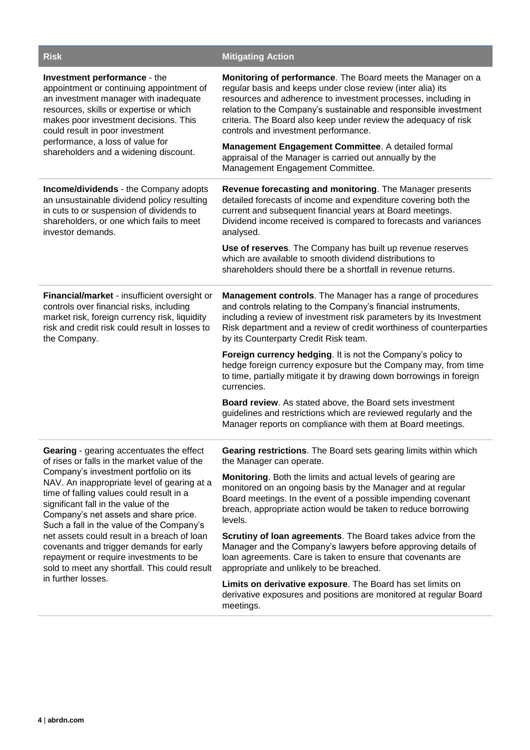| Risk | Mitigating Action |
| --- | --- |
| **Investment performance** - the appointment or continuing appointment of an investment manager with inadequate resources, skills or expertise or which makes poor investment decisions. This could result in poor investment performance, a loss of value for shareholders and a widening discount. | **Monitoring of performance**. The Board meets the Manager on a regular basis and keeps under close review (inter alia) its resources and adherence to investment processes, including in relation to the Company's sustainable and responsible investment criteria. The Board also keep under review the adequacy of risk controls and investment performance.<br><br>**Management Engagement Committee**. A detailed formal appraisal of the Manager is carried out annually by the Management Engagement Committee. |
| **Income/dividends** - the Company adopts an unsustainable dividend policy resulting in cuts to or suspension of dividends to shareholders, or one which fails to meet investor demands. | **Revenue forecasting and monitoring**. The Manager presents detailed forecasts of income and expenditure covering both the current and subsequent financial years at Board meetings. Dividend income received is compared to forecasts and variances analysed.<br><br>**Use of reserves**. The Company has built up revenue reserves which are available to smooth dividend distributions to shareholders should there be a shortfall in revenue returns. |
| **Financial/market** - insufficient oversight or controls over financial risks, including market risk, foreign currency risk, liquidity risk and credit risk could result in losses to the Company. | **Management controls**. The Manager has a range of procedures and controls relating to the Company's financial instruments, including a review of investment risk parameters by its Investment Risk department and a review of credit worthiness of counterparties by its Counterparty Credit Risk team.<br><br>**Foreign currency hedging**. It is not the Company's policy to hedge foreign currency exposure but the Company may, from time to time, partially mitigate it by drawing down borrowings in foreign currencies.<br><br>**Board review**. As stated above, the Board sets investment guidelines and restrictions which are reviewed regularly and the Manager reports on compliance with them at Board meetings. |
| **Gearing** - gearing accentuates the effect of rises or falls in the market value of the Company's investment portfolio on its NAV. An inappropriate level of gearing at a time of falling values could result in a significant fall in the value of the Company's net assets and share price. Such a fall in the value of the Company's net assets could result in a breach of loan covenants and trigger demands for early repayment or require investments to be sold to meet any shortfall. This could result in further losses. | **Gearing restrictions**. The Board sets gearing limits within which the Manager can operate.<br><br>**Monitoring**. Both the limits and actual levels of gearing are monitored on an ongoing basis by the Manager and at regular Board meetings. In the event of a possible impending covenant breach, appropriate action would be taken to reduce borrowing levels.<br><br>**Scrutiny of loan agreements**. The Board takes advice from the Manager and the Company's lawyers before approving details of loan agreements. Care is taken to ensure that covenants are appropriate and unlikely to be breached.<br><br>**Limits on derivative exposure**. The Board has set limits on derivative exposures and positions are monitored at regular Board meetings. |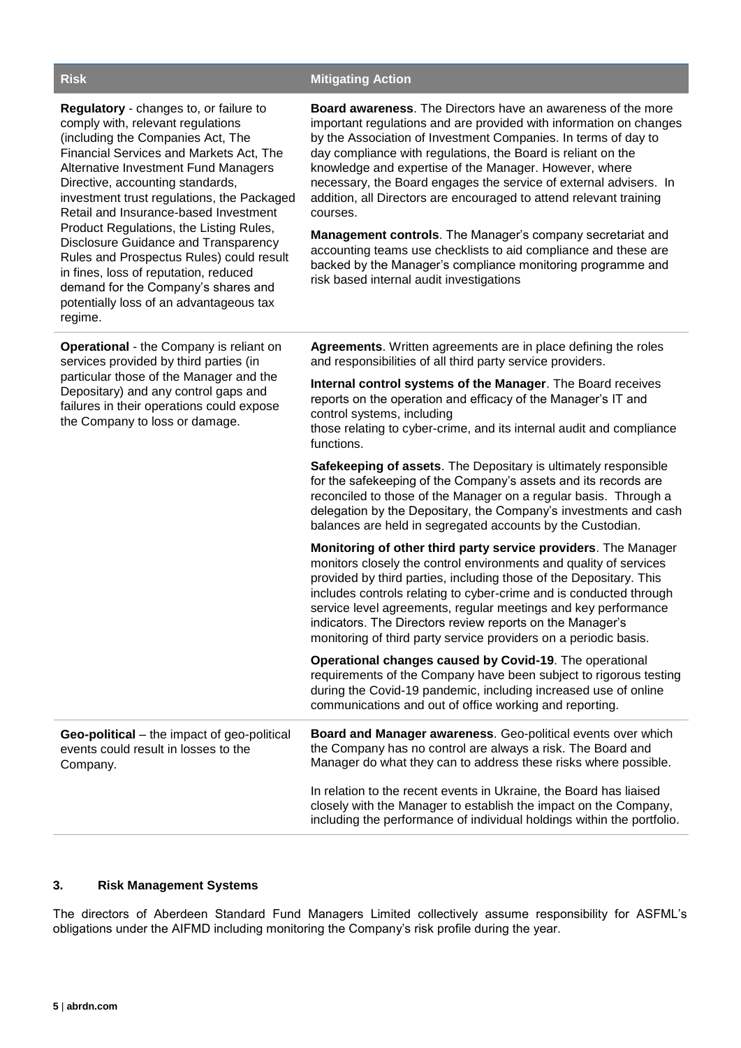| Risk | Mitigating Action |
|---|---|
| **Regulatory** - changes to, or failure to comply with, relevant regulations (including the Companies Act, The Financial Services and Markets Act, The Alternative Investment Fund Managers Directive, accounting standards, investment trust regulations, the Packaged Retail and Insurance-based Investment Product Regulations, the Listing Rules, Disclosure Guidance and Transparency Rules and Prospectus Rules) could result in fines, loss of reputation, reduced demand for the Company's shares and potentially loss of an advantageous tax regime. | **Board awareness**. The Directors have an awareness of the more important regulations and are provided with information on changes by the Association of Investment Companies. In terms of day to day compliance with regulations, the Board is reliant on the knowledge and expertise of the Manager. However, where necessary, the Board engages the service of external advisers. In addition, all Directors are encouraged to attend relevant training courses.<br><br>**Management controls**. The Manager's company secretariat and accounting teams use checklists to aid compliance and these are backed by the Manager's compliance monitoring programme and risk based internal audit investigations |
| **Operational** - the Company is reliant on services provided by third parties (in particular those of the Manager and the Depositary) and any control gaps and failures in their operations could expose the Company to loss or damage. | **Agreements**. Written agreements are in place defining the roles and responsibilities of all third party service providers.<br><br>**Internal control systems of the Manager**. The Board receives reports on the operation and efficacy of the Manager's IT and control systems, including those relating to cyber-crime, and its internal audit and compliance functions.<br><br>**Safekeeping of assets**. The Depositary is ultimately responsible for the safekeeping of the Company's assets and its records are reconciled to those of the Manager on a regular basis. Through a delegation by the Depositary, the Company's investments and cash balances are held in segregated accounts by the Custodian.<br><br>**Monitoring of other third party service providers**. The Manager monitors closely the control environments and quality of services provided by third parties, including those of the Depositary. This includes controls relating to cyber-crime and is conducted through service level agreements, regular meetings and key performance indicators. The Directors review reports on the Manager's monitoring of third party service providers on a periodic basis.<br><br>**Operational changes caused by Covid-19**. The operational requirements of the Company have been subject to rigorous testing during the Covid-19 pandemic, including increased use of online communications and out of office working and reporting. |
| **Geo-political** – the impact of geo-political events could result in losses to the Company. | **Board and Manager awareness**. Geo-political events over which the Company has no control are always a risk. The Board and Manager do what they can to address these risks where possible.<br><br>In relation to the recent events in Ukraine, the Board has liaised closely with the Manager to establish the impact on the Company, including the performance of individual holdings within the portfolio. |

## 3. Risk Management Systems

The directors of Aberdeen Standard Fund Managers Limited collectively assume responsibility for ASFML's obligations under the AIFMD including monitoring the Company's risk profile during the year.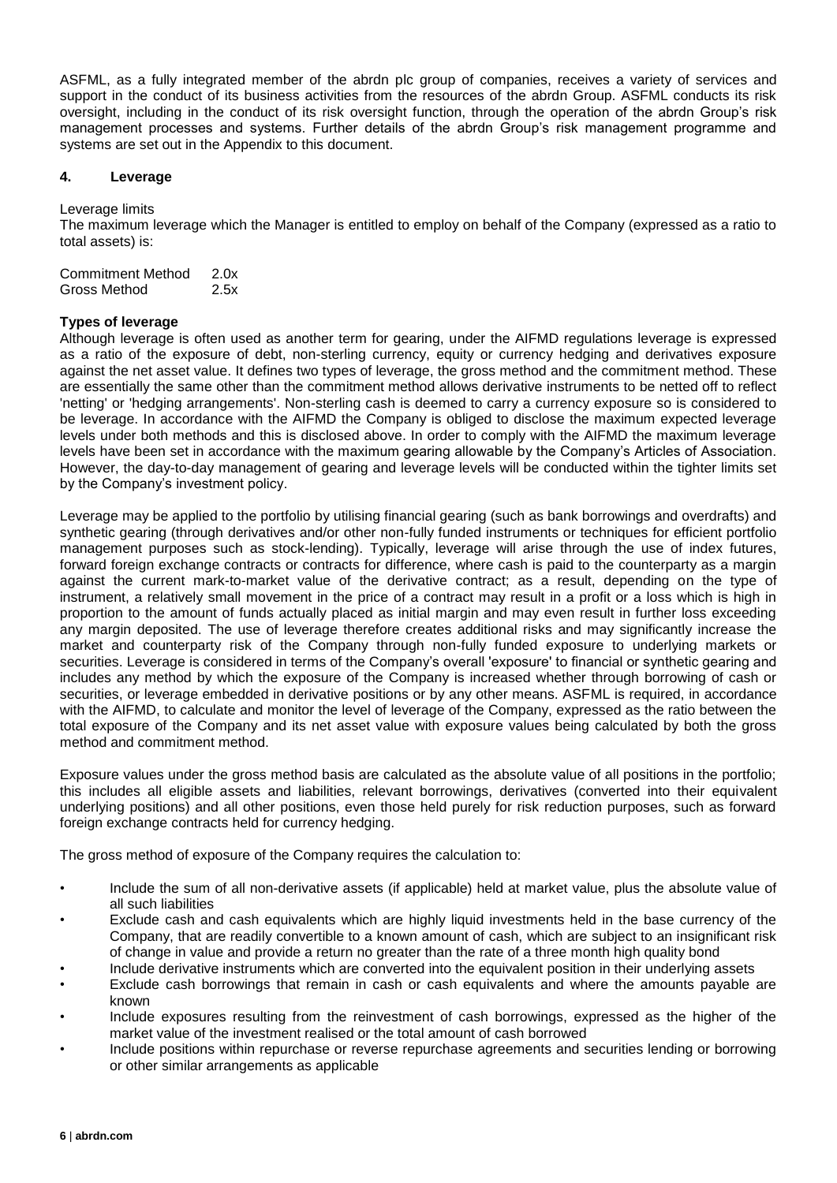ASFML, as a fully integrated member of the abrdn plc group of companies, receives a variety of services and support in the conduct of its business activities from the resources of the abrdn Group. ASFML conducts its risk oversight, including in the conduct of its risk oversight function, through the operation of the abrdn Group's risk management processes and systems. Further details of the abrdn Group's risk management programme and systems are set out in the Appendix to this document.

## 4. Leverage

Leverage limits

The maximum leverage which the Manager is entitled to employ on behalf of the Company (expressed as a ratio to total assets) is:

| | |
|---|---|
| Commitment Method | 2.0x |
| Gross Method | 2.5x |

**Types of leverage**

Although leverage is often used as another term for gearing, under the AIFMD regulations leverage is expressed as a ratio of the exposure of debt, non-sterling currency, equity or currency hedging and derivatives exposure against the net asset value. It defines two types of leverage, the gross method and the commitment method. These are essentially the same other than the commitment method allows derivative instruments to be netted off to reflect 'netting' or 'hedging arrangements'. Non-sterling cash is deemed to carry a currency exposure so is considered to be leverage. In accordance with the AIFMD the Company is obliged to disclose the maximum expected leverage levels under both methods and this is disclosed above. In order to comply with the AIFMD the maximum leverage levels have been set in accordance with the maximum gearing allowable by the Company's Articles of Association. However, the day-to-day management of gearing and leverage levels will be conducted within the tighter limits set by the Company's investment policy.

Leverage may be applied to the portfolio by utilising financial gearing (such as bank borrowings and overdrafts) and synthetic gearing (through derivatives and/or other non-fully funded instruments or techniques for efficient portfolio management purposes such as stock-lending). Typically, leverage will arise through the use of index futures, forward foreign exchange contracts or contracts for difference, where cash is paid to the counterparty as a margin against the current mark-to-market value of the derivative contract; as a result, depending on the type of instrument, a relatively small movement in the price of a contract may result in a profit or a loss which is high in proportion to the amount of funds actually placed as initial margin and may even result in further loss exceeding any margin deposited. The use of leverage therefore creates additional risks and may significantly increase the market and counterparty risk of the Company through non-fully funded exposure to underlying markets or securities. Leverage is considered in terms of the Company's overall 'exposure' to financial or synthetic gearing and includes any method by which the exposure of the Company is increased whether through borrowing of cash or securities, or leverage embedded in derivative positions or by any other means. ASFML is required, in accordance with the AIFMD, to calculate and monitor the level of leverage of the Company, expressed as the ratio between the total exposure of the Company and its net asset value with exposure values being calculated by both the gross method and commitment method.

Exposure values under the gross method basis are calculated as the absolute value of all positions in the portfolio; this includes all eligible assets and liabilities, relevant borrowings, derivatives (converted into their equivalent underlying positions) and all other positions, even those held purely for risk reduction purposes, such as forward foreign exchange contracts held for currency hedging.

The gross method of exposure of the Company requires the calculation to:

- Include the sum of all non-derivative assets (if applicable) held at market value, plus the absolute value of all such liabilities
- Exclude cash and cash equivalents which are highly liquid investments held in the base currency of the Company, that are readily convertible to a known amount of cash, which are subject to an insignificant risk of change in value and provide a return no greater than the rate of a three month high quality bond
- Include derivative instruments which are converted into the equivalent position in their underlying assets
- Exclude cash borrowings that remain in cash or cash equivalents and where the amounts payable are known
- Include exposures resulting from the reinvestment of cash borrowings, expressed as the higher of the market value of the investment realised or the total amount of cash borrowed
- Include positions within repurchase or reverse repurchase agreements and securities lending or borrowing or other similar arrangements as applicable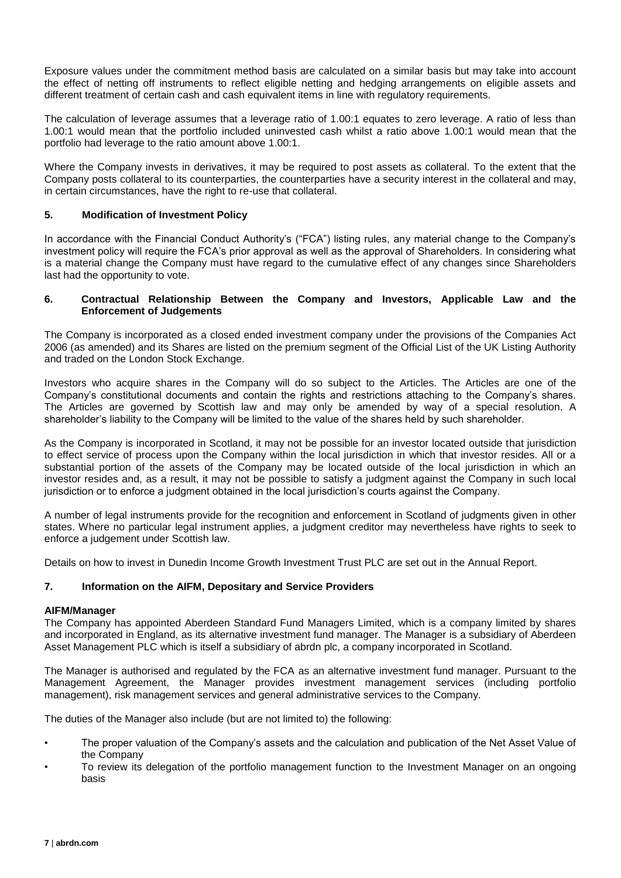Exposure values under the commitment method basis are calculated on a similar basis but may take into account the effect of netting off instruments to reflect eligible netting and hedging arrangements on eligible assets and different treatment of certain cash and cash equivalent items in line with regulatory requirements.

The calculation of leverage assumes that a leverage ratio of 1.00:1 equates to zero leverage. A ratio of less than 1.00:1 would mean that the portfolio included uninvested cash whilst a ratio above 1.00:1 would mean that the portfolio had leverage to the ratio amount above 1.00:1.

Where the Company invests in derivatives, it may be required to post assets as collateral. To the extent that the Company posts collateral to its counterparties, the counterparties have a security interest in the collateral and may, in certain circumstances, have the right to re-use that collateral.

## 5. Modification of Investment Policy

In accordance with the Financial Conduct Authority's ("FCA") listing rules, any material change to the Company's investment policy will require the FCA's prior approval as well as the approval of Shareholders. In considering what is a material change the Company must have regard to the cumulative effect of any changes since Shareholders last had the opportunity to vote.

## 6. Contractual Relationship Between the Company and Investors, Applicable Law and the Enforcement of Judgements

The Company is incorporated as a closed ended investment company under the provisions of the Companies Act 2006 (as amended) and its Shares are listed on the premium segment of the Official List of the UK Listing Authority and traded on the London Stock Exchange.

Investors who acquire shares in the Company will do so subject to the Articles. The Articles are one of the Company's constitutional documents and contain the rights and restrictions attaching to the Company's shares. The Articles are governed by Scottish law and may only be amended by way of a special resolution. A shareholder's liability to the Company will be limited to the value of the shares held by such shareholder.

As the Company is incorporated in Scotland, it may not be possible for an investor located outside that jurisdiction to effect service of process upon the Company within the local jurisdiction in which that investor resides. All or a substantial portion of the assets of the Company may be located outside of the local jurisdiction in which an investor resides and, as a result, it may not be possible to satisfy a judgment against the Company in such local jurisdiction or to enforce a judgment obtained in the local jurisdiction's courts against the Company.

A number of legal instruments provide for the recognition and enforcement in Scotland of judgments given in other states. Where no particular legal instrument applies, a judgment creditor may nevertheless have rights to seek to enforce a judgement under Scottish law.

Details on how to invest in Dunedin Income Growth Investment Trust PLC are set out in the Annual Report.

## 7. Information on the AIFM, Depositary and Service Providers

**AIFM/Manager**

The Company has appointed Aberdeen Standard Fund Managers Limited, which is a company limited by shares and incorporated in England, as its alternative investment fund manager. The Manager is a subsidiary of Aberdeen Asset Management PLC which is itself a subsidiary of abrdn plc, a company incorporated in Scotland.

The Manager is authorised and regulated by the FCA as an alternative investment fund manager. Pursuant to the Management Agreement, the Manager provides investment management services (including portfolio management), risk management services and general administrative services to the Company.

The duties of the Manager also include (but are not limited to) the following:

- The proper valuation of the Company's assets and the calculation and publication of the Net Asset Value of the Company
- To review its delegation of the portfolio management function to the Investment Manager on an ongoing basis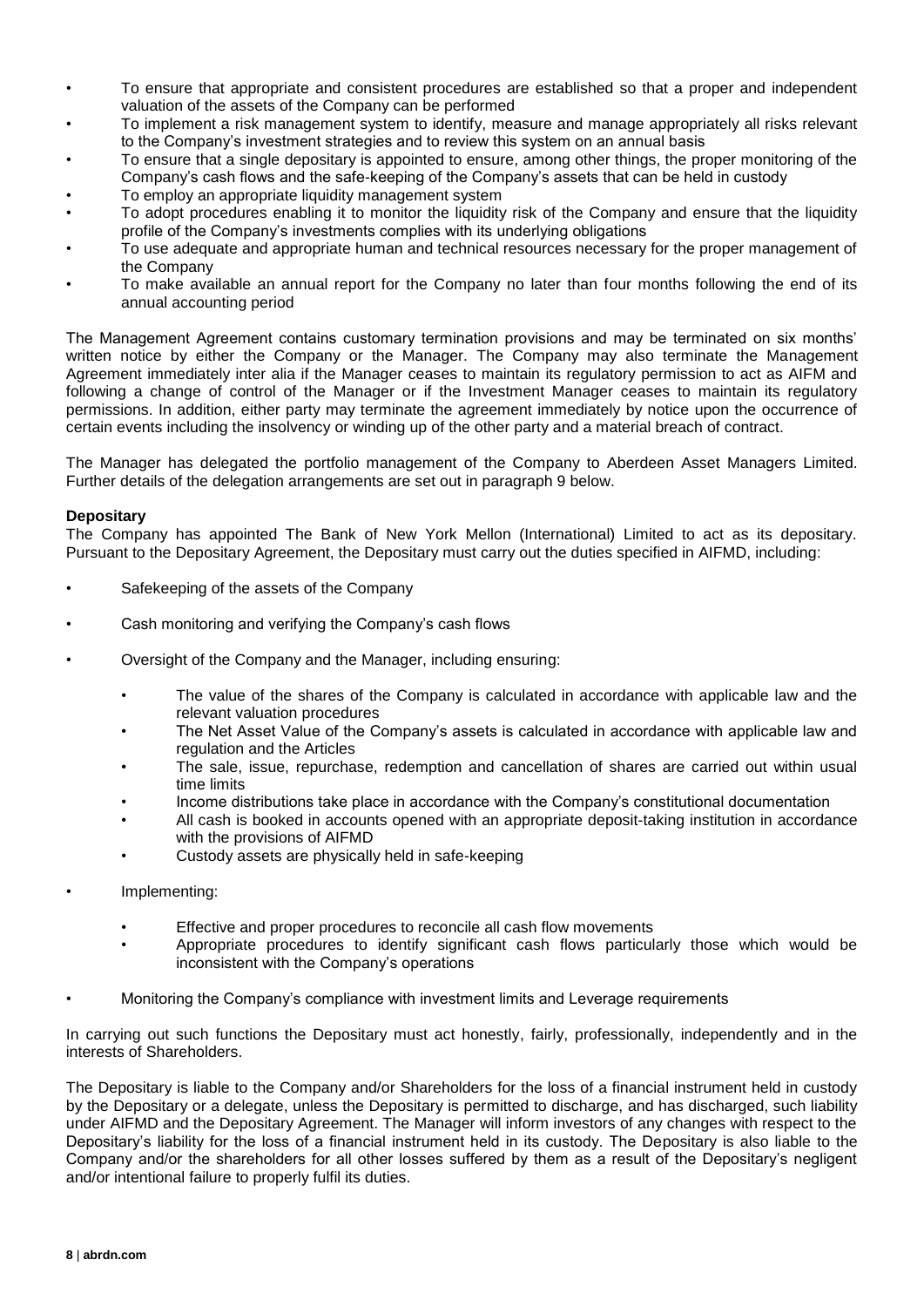- To ensure that appropriate and consistent procedures are established so that a proper and independent valuation of the assets of the Company can be performed
- To implement a risk management system to identify, measure and manage appropriately all risks relevant to the Company's investment strategies and to review this system on an annual basis
- To ensure that a single depositary is appointed to ensure, among other things, the proper monitoring of the Company's cash flows and the safe-keeping of the Company's assets that can be held in custody
- To employ an appropriate liquidity management system
- To adopt procedures enabling it to monitor the liquidity risk of the Company and ensure that the liquidity profile of the Company's investments complies with its underlying obligations
- To use adequate and appropriate human and technical resources necessary for the proper management of the Company
- To make available an annual report for the Company no later than four months following the end of its annual accounting period

The Management Agreement contains customary termination provisions and may be terminated on six months' written notice by either the Company or the Manager. The Company may also terminate the Management Agreement immediately inter alia if the Manager ceases to maintain its regulatory permission to act as AIFM and following a change of control of the Manager or if the Investment Manager ceases to maintain its regulatory permissions. In addition, either party may terminate the agreement immediately by notice upon the occurrence of certain events including the insolvency or winding up of the other party and a material breach of contract.

The Manager has delegated the portfolio management of the Company to Aberdeen Asset Managers Limited. Further details of the delegation arrangements are set out in paragraph 9 below.

**Depositary**

The Company has appointed The Bank of New York Mellon (International) Limited to act as its depositary. Pursuant to the Depositary Agreement, the Depositary must carry out the duties specified in AIFMD, including:

- Safekeeping of the assets of the Company
- Cash monitoring and verifying the Company's cash flows
- Oversight of the Company and the Manager, including ensuring:
  - The value of the shares of the Company is calculated in accordance with applicable law and the relevant valuation procedures
  - The Net Asset Value of the Company's assets is calculated in accordance with applicable law and regulation and the Articles
  - The sale, issue, repurchase, redemption and cancellation of shares are carried out within usual time limits
  - Income distributions take place in accordance with the Company's constitutional documentation
  - All cash is booked in accounts opened with an appropriate deposit-taking institution in accordance with the provisions of AIFMD
  - Custody assets are physically held in safe-keeping
- Implementing:
  - Effective and proper procedures to reconcile all cash flow movements
  - Appropriate procedures to identify significant cash flows particularly those which would be inconsistent with the Company's operations
- Monitoring the Company's compliance with investment limits and Leverage requirements

In carrying out such functions the Depositary must act honestly, fairly, professionally, independently and in the interests of Shareholders.

The Depositary is liable to the Company and/or Shareholders for the loss of a financial instrument held in custody by the Depositary or a delegate, unless the Depositary is permitted to discharge, and has discharged, such liability under AIFMD and the Depositary Agreement. The Manager will inform investors of any changes with respect to the Depositary's liability for the loss of a financial instrument held in its custody. The Depositary is also liable to the Company and/or the shareholders for all other losses suffered by them as a result of the Depositary's negligent and/or intentional failure to properly fulfil its duties.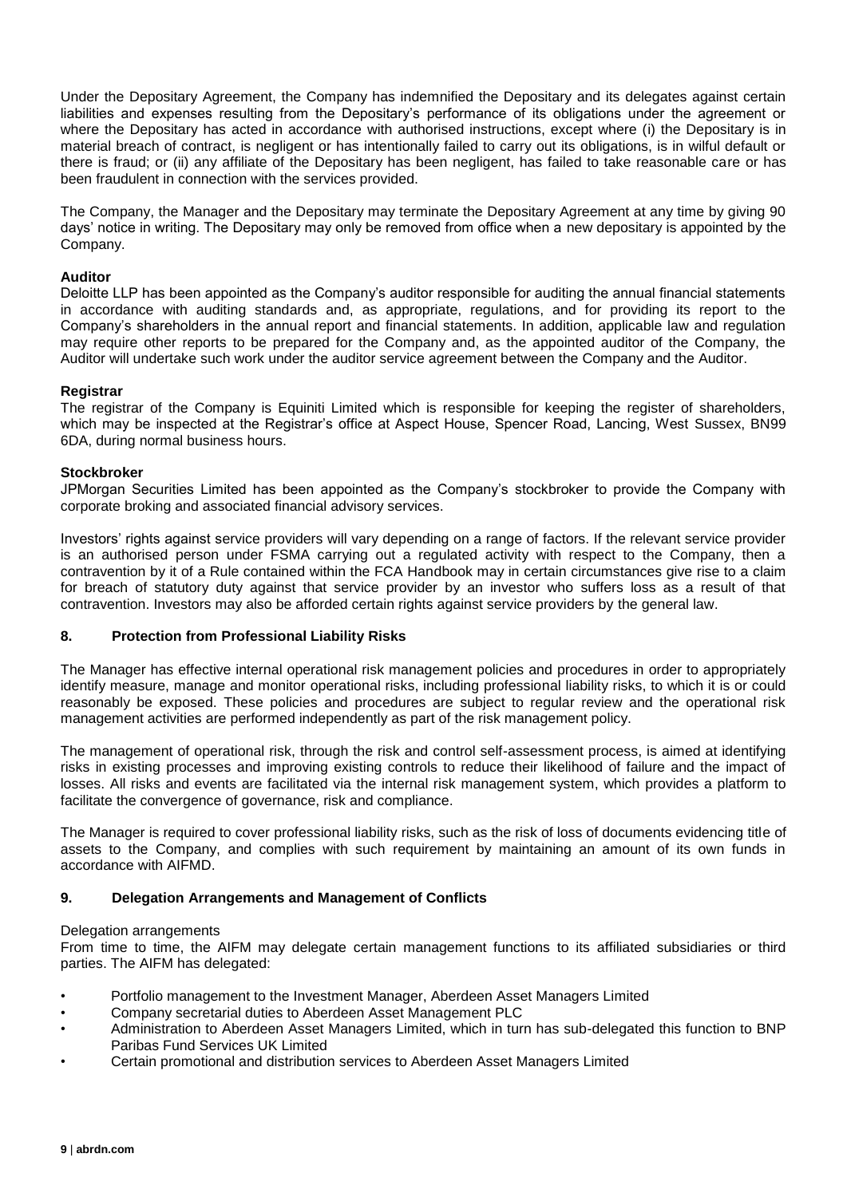Under the Depositary Agreement, the Company has indemnified the Depositary and its delegates against certain liabilities and expenses resulting from the Depositary's performance of its obligations under the agreement or where the Depositary has acted in accordance with authorised instructions, except where (i) the Depositary is in material breach of contract, is negligent or has intentionally failed to carry out its obligations, is in wilful default or there is fraud; or (ii) any affiliate of the Depositary has been negligent, has failed to take reasonable care or has been fraudulent in connection with the services provided.

The Company, the Manager and the Depositary may terminate the Depositary Agreement at any time by giving 90 days' notice in writing. The Depositary may only be removed from office when a new depositary is appointed by the Company.

**Auditor**

Deloitte LLP has been appointed as the Company's auditor responsible for auditing the annual financial statements in accordance with auditing standards and, as appropriate, regulations, and for providing its report to the Company's shareholders in the annual report and financial statements. In addition, applicable law and regulation may require other reports to be prepared for the Company and, as the appointed auditor of the Company, the Auditor will undertake such work under the auditor service agreement between the Company and the Auditor.

**Registrar**

The registrar of the Company is Equiniti Limited which is responsible for keeping the register of shareholders, which may be inspected at the Registrar's office at Aspect House, Spencer Road, Lancing, West Sussex, BN99 6DA, during normal business hours.

**Stockbroker**

JPMorgan Securities Limited has been appointed as the Company's stockbroker to provide the Company with corporate broking and associated financial advisory services.

Investors' rights against service providers will vary depending on a range of factors. If the relevant service provider is an authorised person under FSMA carrying out a regulated activity with respect to the Company, then a contravention by it of a Rule contained within the FCA Handbook may in certain circumstances give rise to a claim for breach of statutory duty against that service provider by an investor who suffers loss as a result of that contravention. Investors may also be afforded certain rights against service providers by the general law.

## 8. Protection from Professional Liability Risks

The Manager has effective internal operational risk management policies and procedures in order to appropriately identify measure, manage and monitor operational risks, including professional liability risks, to which it is or could reasonably be exposed. These policies and procedures are subject to regular review and the operational risk management activities are performed independently as part of the risk management policy.

The management of operational risk, through the risk and control self-assessment process, is aimed at identifying risks in existing processes and improving existing controls to reduce their likelihood of failure and the impact of losses. All risks and events are facilitated via the internal risk management system, which provides a platform to facilitate the convergence of governance, risk and compliance.

The Manager is required to cover professional liability risks, such as the risk of loss of documents evidencing title of assets to the Company, and complies with such requirement by maintaining an amount of its own funds in accordance with AIFMD.

## 9. Delegation Arrangements and Management of Conflicts

Delegation arrangements

From time to time, the AIFM may delegate certain management functions to its affiliated subsidiaries or third parties. The AIFM has delegated:

- Portfolio management to the Investment Manager, Aberdeen Asset Managers Limited
- Company secretarial duties to Aberdeen Asset Management PLC
- Administration to Aberdeen Asset Managers Limited, which in turn has sub-delegated this function to BNP Paribas Fund Services UK Limited
- Certain promotional and distribution services to Aberdeen Asset Managers Limited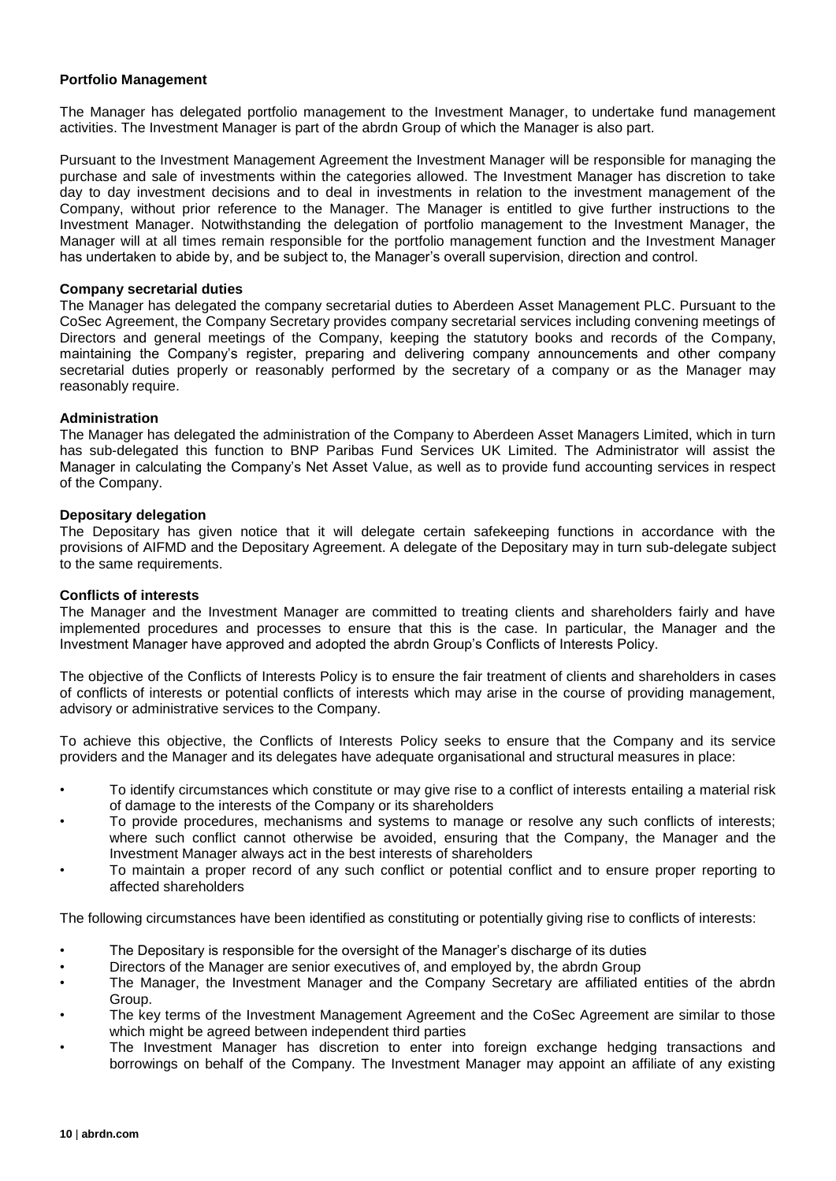**Portfolio Management**

The Manager has delegated portfolio management to the Investment Manager, to undertake fund management activities. The Investment Manager is part of the abrdn Group of which the Manager is also part.

Pursuant to the Investment Management Agreement the Investment Manager will be responsible for managing the purchase and sale of investments within the categories allowed. The Investment Manager has discretion to take day to day investment decisions and to deal in investments in relation to the investment management of the Company, without prior reference to the Manager. The Manager is entitled to give further instructions to the Investment Manager. Notwithstanding the delegation of portfolio management to the Investment Manager, the Manager will at all times remain responsible for the portfolio management function and the Investment Manager has undertaken to abide by, and be subject to, the Manager's overall supervision, direction and control.

**Company secretarial duties**

The Manager has delegated the company secretarial duties to Aberdeen Asset Management PLC. Pursuant to the CoSec Agreement, the Company Secretary provides company secretarial services including convening meetings of Directors and general meetings of the Company, keeping the statutory books and records of the Company, maintaining the Company's register, preparing and delivering company announcements and other company secretarial duties properly or reasonably performed by the secretary of a company or as the Manager may reasonably require.

**Administration**

The Manager has delegated the administration of the Company to Aberdeen Asset Managers Limited, which in turn has sub-delegated this function to BNP Paribas Fund Services UK Limited. The Administrator will assist the Manager in calculating the Company's Net Asset Value, as well as to provide fund accounting services in respect of the Company.

**Depositary delegation**

The Depositary has given notice that it will delegate certain safekeeping functions in accordance with the provisions of AIFMD and the Depositary Agreement. A delegate of the Depositary may in turn sub-delegate subject to the same requirements.

**Conflicts of interests**

The Manager and the Investment Manager are committed to treating clients and shareholders fairly and have implemented procedures and processes to ensure that this is the case. In particular, the Manager and the Investment Manager have approved and adopted the abrdn Group's Conflicts of Interests Policy.

The objective of the Conflicts of Interests Policy is to ensure the fair treatment of clients and shareholders in cases of conflicts of interests or potential conflicts of interests which may arise in the course of providing management, advisory or administrative services to the Company.

To achieve this objective, the Conflicts of Interests Policy seeks to ensure that the Company and its service providers and the Manager and its delegates have adequate organisational and structural measures in place:

- To identify circumstances which constitute or may give rise to a conflict of interests entailing a material risk of damage to the interests of the Company or its shareholders
- To provide procedures, mechanisms and systems to manage or resolve any such conflicts of interests; where such conflict cannot otherwise be avoided, ensuring that the Company, the Manager and the Investment Manager always act in the best interests of shareholders
- To maintain a proper record of any such conflict or potential conflict and to ensure proper reporting to affected shareholders

The following circumstances have been identified as constituting or potentially giving rise to conflicts of interests:

- The Depositary is responsible for the oversight of the Manager's discharge of its duties
- Directors of the Manager are senior executives of, and employed by, the abrdn Group
- The Manager, the Investment Manager and the Company Secretary are affiliated entities of the abrdn Group.
- The key terms of the Investment Management Agreement and the CoSec Agreement are similar to those which might be agreed between independent third parties
- The Investment Manager has discretion to enter into foreign exchange hedging transactions and borrowings on behalf of the Company. The Investment Manager may appoint an affiliate of any existing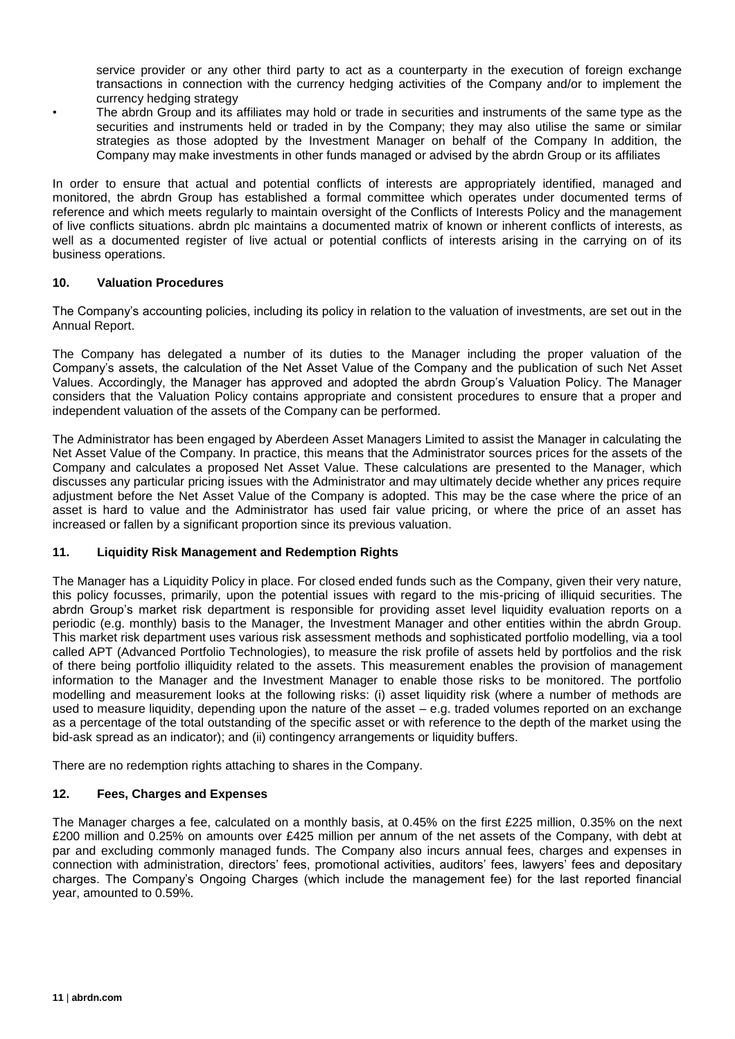service provider or any other third party to act as a counterparty in the execution of foreign exchange transactions in connection with the currency hedging activities of the Company and/or to implement the currency hedging strategy

- The abrdn Group and its affiliates may hold or trade in securities and instruments of the same type as the securities and instruments held or traded in by the Company; they may also utilise the same or similar strategies as those adopted by the Investment Manager on behalf of the Company In addition, the Company may make investments in other funds managed or advised by the abrdn Group or its affiliates

In order to ensure that actual and potential conflicts of interests are appropriately identified, managed and monitored, the abrdn Group has established a formal committee which operates under documented terms of reference and which meets regularly to maintain oversight of the Conflicts of Interests Policy and the management of live conflicts situations. abrdn plc maintains a documented matrix of known or inherent conflicts of interests, as well as a documented register of live actual or potential conflicts of interests arising in the carrying on of its business operations.

## 10. Valuation Procedures

The Company's accounting policies, including its policy in relation to the valuation of investments, are set out in the Annual Report.

The Company has delegated a number of its duties to the Manager including the proper valuation of the Company's assets, the calculation of the Net Asset Value of the Company and the publication of such Net Asset Values. Accordingly, the Manager has approved and adopted the abrdn Group's Valuation Policy. The Manager considers that the Valuation Policy contains appropriate and consistent procedures to ensure that a proper and independent valuation of the assets of the Company can be performed.

The Administrator has been engaged by Aberdeen Asset Managers Limited to assist the Manager in calculating the Net Asset Value of the Company. In practice, this means that the Administrator sources prices for the assets of the Company and calculates a proposed Net Asset Value. These calculations are presented to the Manager, which discusses any particular pricing issues with the Administrator and may ultimately decide whether any prices require adjustment before the Net Asset Value of the Company is adopted. This may be the case where the price of an asset is hard to value and the Administrator has used fair value pricing, or where the price of an asset has increased or fallen by a significant proportion since its previous valuation.

## 11. Liquidity Risk Management and Redemption Rights

The Manager has a Liquidity Policy in place. For closed ended funds such as the Company, given their very nature, this policy focusses, primarily, upon the potential issues with regard to the mis-pricing of illiquid securities. The abrdn Group's market risk department is responsible for providing asset level liquidity evaluation reports on a periodic (e.g. monthly) basis to the Manager, the Investment Manager and other entities within the abrdn Group. This market risk department uses various risk assessment methods and sophisticated portfolio modelling, via a tool called APT (Advanced Portfolio Technologies), to measure the risk profile of assets held by portfolios and the risk of there being portfolio illiquidity related to the assets. This measurement enables the provision of management information to the Manager and the Investment Manager to enable those risks to be monitored. The portfolio modelling and measurement looks at the following risks: (i) asset liquidity risk (where a number of methods are used to measure liquidity, depending upon the nature of the asset – e.g. traded volumes reported on an exchange as a percentage of the total outstanding of the specific asset or with reference to the depth of the market using the bid-ask spread as an indicator); and (ii) contingency arrangements or liquidity buffers.

There are no redemption rights attaching to shares in the Company.

## 12. Fees, Charges and Expenses

The Manager charges a fee, calculated on a monthly basis, at 0.45% on the first £225 million, 0.35% on the next £200 million and 0.25% on amounts over £425 million per annum of the net assets of the Company, with debt at par and excluding commonly managed funds. The Company also incurs annual fees, charges and expenses in connection with administration, directors' fees, promotional activities, auditors' fees, lawyers' fees and depositary charges. The Company's Ongoing Charges (which include the management fee) for the last reported financial year, amounted to 0.59%.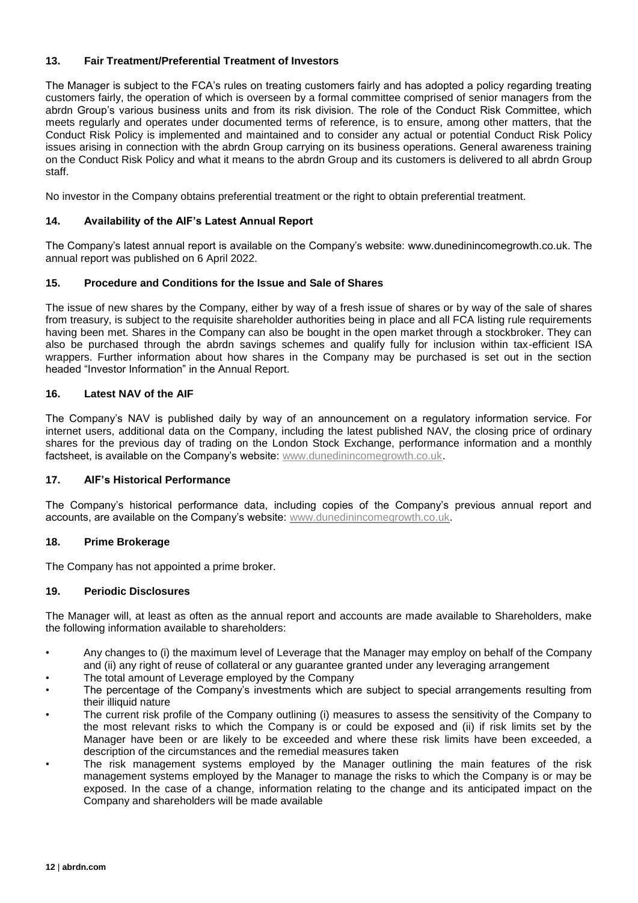## 13. Fair Treatment/Preferential Treatment of Investors

The Manager is subject to the FCA's rules on treating customers fairly and has adopted a policy regarding treating customers fairly, the operation of which is overseen by a formal committee comprised of senior managers from the abrdn Group's various business units and from its risk division. The role of the Conduct Risk Committee, which meets regularly and operates under documented terms of reference, is to ensure, among other matters, that the Conduct Risk Policy is implemented and maintained and to consider any actual or potential Conduct Risk Policy issues arising in connection with the abrdn Group carrying on its business operations. General awareness training on the Conduct Risk Policy and what it means to the abrdn Group and its customers is delivered to all abrdn Group staff.

No investor in the Company obtains preferential treatment or the right to obtain preferential treatment.

## 14. Availability of the AIF's Latest Annual Report

The Company's latest annual report is available on the Company's website: www.dunedinincomegrowth.co.uk. The annual report was published on 6 April 2022.

## 15. Procedure and Conditions for the Issue and Sale of Shares

The issue of new shares by the Company, either by way of a fresh issue of shares or by way of the sale of shares from treasury, is subject to the requisite shareholder authorities being in place and all FCA listing rule requirements having been met. Shares in the Company can also be bought in the open market through a stockbroker. They can also be purchased through the abrdn savings schemes and qualify fully for inclusion within tax-efficient ISA wrappers. Further information about how shares in the Company may be purchased is set out in the section headed "Investor Information" in the Annual Report.

## 16. Latest NAV of the AIF

The Company's NAV is published daily by way of an announcement on a regulatory information service. For internet users, additional data on the Company, including the latest published NAV, the closing price of ordinary shares for the previous day of trading on the London Stock Exchange, performance information and a monthly factsheet, is available on the Company's website: www.dunedinincomegrowth.co.uk.

## 17. AIF's Historical Performance

The Company's historical performance data, including copies of the Company's previous annual report and accounts, are available on the Company's website: www.dunedinincomegrowth.co.uk.

## 18. Prime Brokerage

The Company has not appointed a prime broker.

## 19. Periodic Disclosures

The Manager will, at least as often as the annual report and accounts are made available to Shareholders, make the following information available to shareholders:

- Any changes to (i) the maximum level of Leverage that the Manager may employ on behalf of the Company and (ii) any right of reuse of collateral or any guarantee granted under any leveraging arrangement
- The total amount of Leverage employed by the Company
- The percentage of the Company's investments which are subject to special arrangements resulting from their illiquid nature
- The current risk profile of the Company outlining (i) measures to assess the sensitivity of the Company to the most relevant risks to which the Company is or could be exposed and (ii) if risk limits set by the Manager have been or are likely to be exceeded and where these risk limits have been exceeded, a description of the circumstances and the remedial measures taken
- The risk management systems employed by the Manager outlining the main features of the risk management systems employed by the Manager to manage the risks to which the Company is or may be exposed. In the case of a change, information relating to the change and its anticipated impact on the Company and shareholders will be made available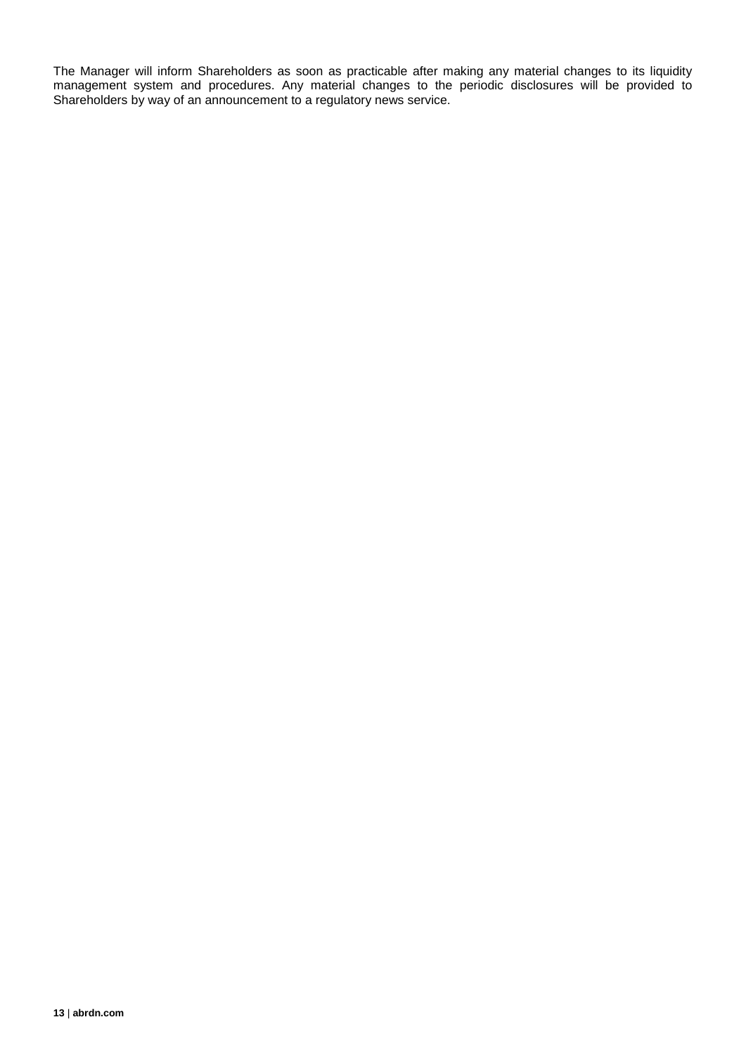The Manager will inform Shareholders as soon as practicable after making any material changes to its liquidity management system and procedures. Any material changes to the periodic disclosures will be provided to Shareholders by way of an announcement to a regulatory news service.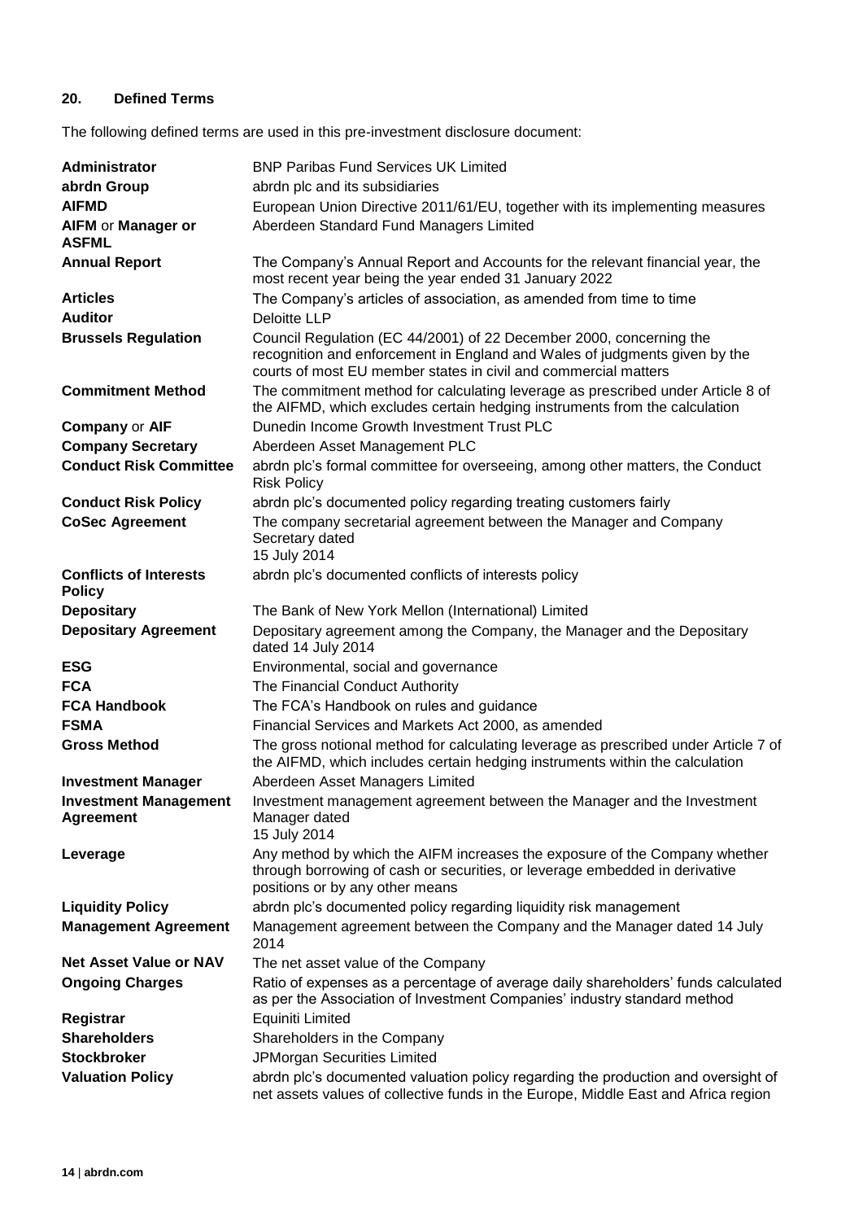## 20. Defined Terms

The following defined terms are used in this pre-investment disclosure document:

| | |
|---|---|
| **Administrator** | BNP Paribas Fund Services UK Limited |
| **abrdn Group** | abrdn plc and its subsidiaries |
| **AIFMD** | European Union Directive 2011/61/EU, together with its implementing measures |
| **AIFM** or **Manager or ASFML** | Aberdeen Standard Fund Managers Limited |
| **Annual Report** | The Company's Annual Report and Accounts for the relevant financial year, the most recent year being the year ended 31 January 2022 |
| **Articles** | The Company's articles of association, as amended from time to time |
| **Auditor** | Deloitte LLP |
| **Brussels Regulation** | Council Regulation (EC 44/2001) of 22 December 2000, concerning the recognition and enforcement in England and Wales of judgments given by the courts of most EU member states in civil and commercial matters |
| **Commitment Method** | The commitment method for calculating leverage as prescribed under Article 8 of the AIFMD, which excludes certain hedging instruments from the calculation |
| **Company** or **AIF** | Dunedin Income Growth Investment Trust PLC |
| **Company Secretary** | Aberdeen Asset Management PLC |
| **Conduct Risk Committee** | abrdn plc's formal committee for overseeing, among other matters, the Conduct Risk Policy |
| **Conduct Risk Policy** | abrdn plc's documented policy regarding treating customers fairly |
| **CoSec Agreement** | The company secretarial agreement between the Manager and Company Secretary dated 15 July 2014 |
| **Conflicts of Interests Policy** | abrdn plc's documented conflicts of interests policy |
| **Depositary** | The Bank of New York Mellon (International) Limited |
| **Depositary Agreement** | Depositary agreement among the Company, the Manager and the Depositary dated 14 July 2014 |
| **ESG** | Environmental, social and governance |
| **FCA** | The Financial Conduct Authority |
| **FCA Handbook** | The FCA's Handbook on rules and guidance |
| **FSMA** | Financial Services and Markets Act 2000, as amended |
| **Gross Method** | The gross notional method for calculating leverage as prescribed under Article 7 of the AIFMD, which includes certain hedging instruments within the calculation |
| **Investment Manager** | Aberdeen Asset Managers Limited |
| **Investment Management Agreement** | Investment management agreement between the Manager and the Investment Manager dated 15 July 2014 |
| **Leverage** | Any method by which the AIFM increases the exposure of the Company whether through borrowing of cash or securities, or leverage embedded in derivative positions or by any other means |
| **Liquidity Policy** | abrdn plc's documented policy regarding liquidity risk management |
| **Management Agreement** | Management agreement between the Company and the Manager dated 14 July 2014 |
| **Net Asset Value or NAV** | The net asset value of the Company |
| **Ongoing Charges** | Ratio of expenses as a percentage of average daily shareholders' funds calculated as per the Association of Investment Companies' industry standard method |
| **Registrar** | Equiniti Limited |
| **Shareholders** | Shareholders in the Company |
| **Stockbroker** | JPMorgan Securities Limited |
| **Valuation Policy** | abrdn plc's documented valuation policy regarding the production and oversight of net assets values of collective funds in the Europe, Middle East and Africa region |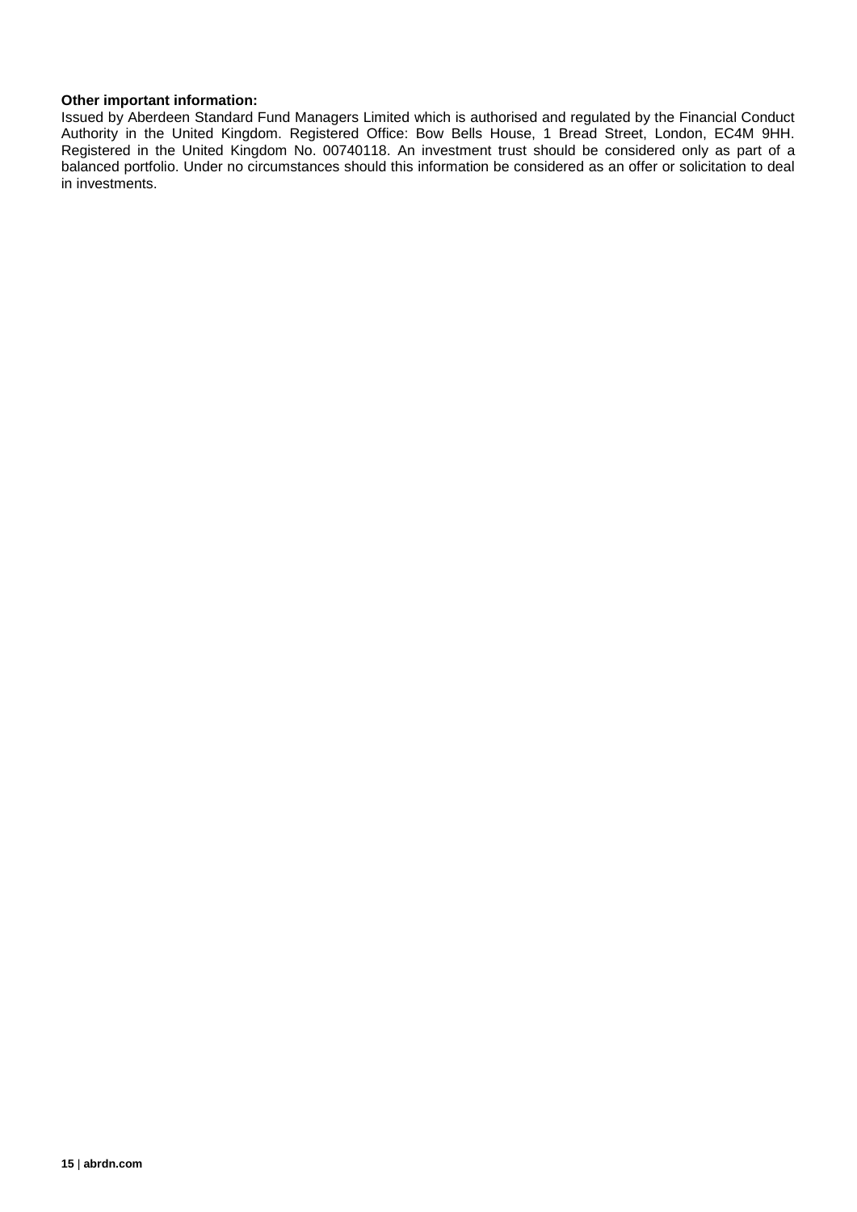**Other important information:**

Issued by Aberdeen Standard Fund Managers Limited which is authorised and regulated by the Financial Conduct Authority in the United Kingdom. Registered Office: Bow Bells House, 1 Bread Street, London, EC4M 9HH. Registered in the United Kingdom No. 00740118. An investment trust should be considered only as part of a balanced portfolio. Under no circumstances should this information be considered as an offer or solicitation to deal in investments.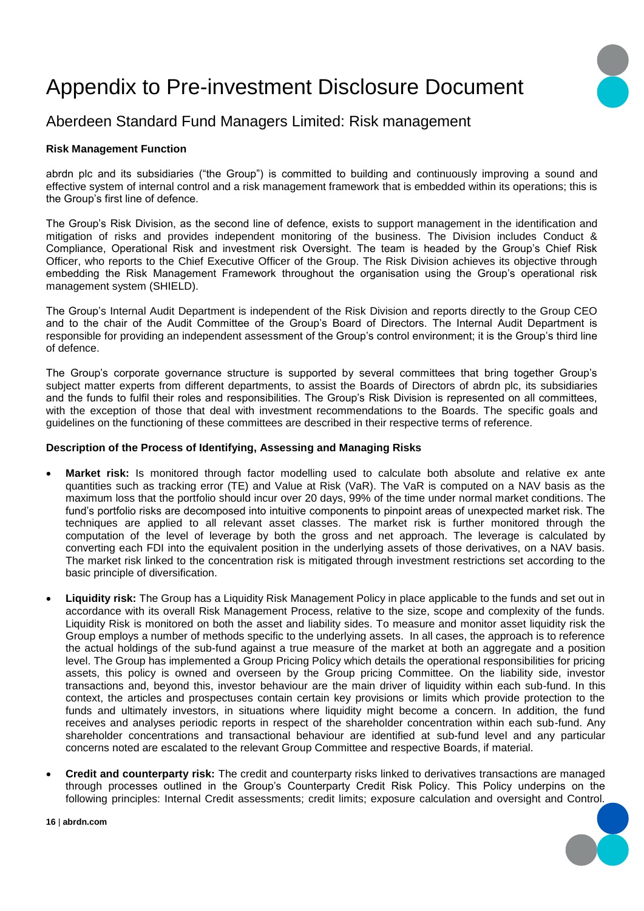# Appendix to Pre-investment Disclosure Document

## Aberdeen Standard Fund Managers Limited: Risk management

**Risk Management Function**

abrdn plc and its subsidiaries ("the Group") is committed to building and continuously improving a sound and effective system of internal control and a risk management framework that is embedded within its operations; this is the Group's first line of defence.

The Group's Risk Division, as the second line of defence, exists to support management in the identification and mitigation of risks and provides independent monitoring of the business. The Division includes Conduct & Compliance, Operational Risk and investment risk Oversight. The team is headed by the Group's Chief Risk Officer, who reports to the Chief Executive Officer of the Group. The Risk Division achieves its objective through embedding the Risk Management Framework throughout the organisation using the Group's operational risk management system (SHIELD).

The Group's Internal Audit Department is independent of the Risk Division and reports directly to the Group CEO and to the chair of the Audit Committee of the Group's Board of Directors. The Internal Audit Department is responsible for providing an independent assessment of the Group's control environment; it is the Group's third line of defence.

The Group's corporate governance structure is supported by several committees that bring together Group's subject matter experts from different departments, to assist the Boards of Directors of abrdn plc, its subsidiaries and the funds to fulfil their roles and responsibilities. The Group's Risk Division is represented on all committees, with the exception of those that deal with investment recommendations to the Boards. The specific goals and guidelines on the functioning of these committees are described in their respective terms of reference.

**Description of the Process of Identifying, Assessing and Managing Risks**

- **Market risk:** Is monitored through factor modelling used to calculate both absolute and relative ex ante quantities such as tracking error (TE) and Value at Risk (VaR). The VaR is computed on a NAV basis as the maximum loss that the portfolio should incur over 20 days, 99% of the time under normal market conditions. The fund's portfolio risks are decomposed into intuitive components to pinpoint areas of unexpected market risk. The techniques are applied to all relevant asset classes. The market risk is further monitored through the computation of the level of leverage by both the gross and net approach. The leverage is calculated by converting each FDI into the equivalent position in the underlying assets of those derivatives, on a NAV basis. The market risk linked to the concentration risk is mitigated through investment restrictions set according to the basic principle of diversification.

- **Liquidity risk:** The Group has a Liquidity Risk Management Policy in place applicable to the funds and set out in accordance with its overall Risk Management Process, relative to the size, scope and complexity of the funds. Liquidity Risk is monitored on both the asset and liability sides. To measure and monitor asset liquidity risk the Group employs a number of methods specific to the underlying assets. In all cases, the approach is to reference the actual holdings of the sub-fund against a true measure of the market at both an aggregate and a position level. The Group has implemented a Group Pricing Policy which details the operational responsibilities for pricing assets, this policy is owned and overseen by the Group pricing Committee. On the liability side, investor transactions and, beyond this, investor behaviour are the main driver of liquidity within each sub-fund. In this context, the articles and prospectuses contain certain key provisions or limits which provide protection to the funds and ultimately investors, in situations where liquidity might become a concern. In addition, the fund receives and analyses periodic reports in respect of the shareholder concentration within each sub-fund. Any shareholder concentrations and transactional behaviour are identified at sub-fund level and any particular concerns noted are escalated to the relevant Group Committee and respective Boards, if material.

- **Credit and counterparty risk:** The credit and counterparty risks linked to derivatives transactions are managed through processes outlined in the Group's Counterparty Credit Risk Policy. This Policy underpins on the following principles: Internal Credit assessments; credit limits; exposure calculation and oversight and Control.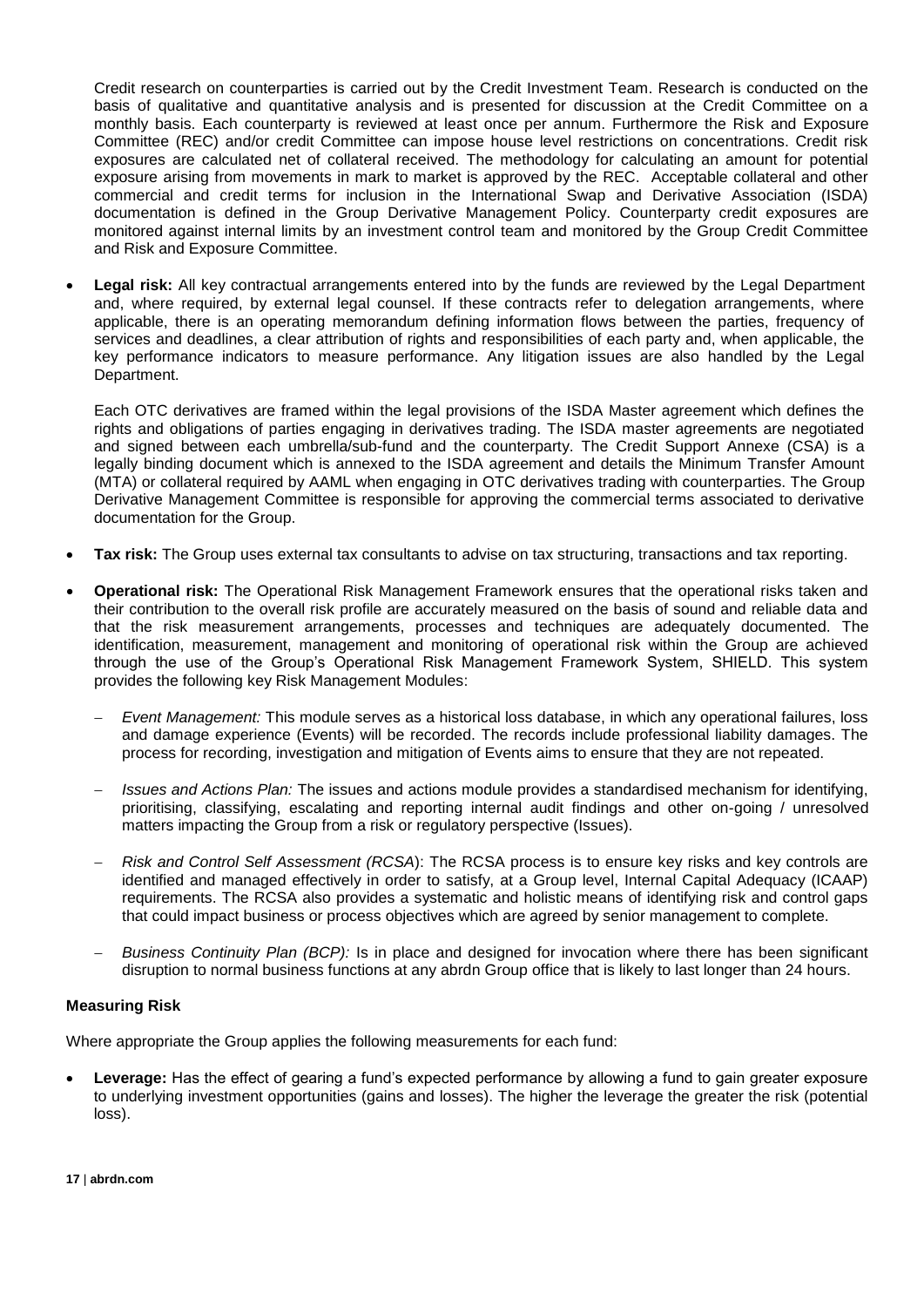Credit research on counterparties is carried out by the Credit Investment Team. Research is conducted on the basis of qualitative and quantitative analysis and is presented for discussion at the Credit Committee on a monthly basis. Each counterparty is reviewed at least once per annum. Furthermore the Risk and Exposure Committee (REC) and/or credit Committee can impose house level restrictions on concentrations. Credit risk exposures are calculated net of collateral received. The methodology for calculating an amount for potential exposure arising from movements in mark to market is approved by the REC. Acceptable collateral and other commercial and credit terms for inclusion in the International Swap and Derivative Association (ISDA) documentation is defined in the Group Derivative Management Policy. Counterparty credit exposures are monitored against internal limits by an investment control team and monitored by the Group Credit Committee and Risk and Exposure Committee.

- **Legal risk:** All key contractual arrangements entered into by the funds are reviewed by the Legal Department and, where required, by external legal counsel. If these contracts refer to delegation arrangements, where applicable, there is an operating memorandum defining information flows between the parties, frequency of services and deadlines, a clear attribution of rights and responsibilities of each party and, when applicable, the key performance indicators to measure performance. Any litigation issues are also handled by the Legal Department.

  Each OTC derivatives are framed within the legal provisions of the ISDA Master agreement which defines the rights and obligations of parties engaging in derivatives trading. The ISDA master agreements are negotiated and signed between each umbrella/sub-fund and the counterparty. The Credit Support Annexe (CSA) is a legally binding document which is annexed to the ISDA agreement and details the Minimum Transfer Amount (MTA) or collateral required by AAML when engaging in OTC derivatives trading with counterparties. The Group Derivative Management Committee is responsible for approving the commercial terms associated to derivative documentation for the Group.

- **Tax risk:** The Group uses external tax consultants to advise on tax structuring, transactions and tax reporting.

- **Operational risk:** The Operational Risk Management Framework ensures that the operational risks taken and their contribution to the overall risk profile are accurately measured on the basis of sound and reliable data and that the risk measurement arrangements, processes and techniques are adequately documented. The identification, measurement, management and monitoring of operational risk within the Group are achieved through the use of the Group's Operational Risk Management Framework System, SHIELD. This system provides the following key Risk Management Modules:

  - *Event Management:* This module serves as a historical loss database, in which any operational failures, loss and damage experience (Events) will be recorded. The records include professional liability damages. The process for recording, investigation and mitigation of Events aims to ensure that they are not repeated.

  - *Issues and Actions Plan:* The issues and actions module provides a standardised mechanism for identifying, prioritising, classifying, escalating and reporting internal audit findings and other on-going / unresolved matters impacting the Group from a risk or regulatory perspective (Issues).

  - *Risk and Control Self Assessment (RCSA*): The RCSA process is to ensure key risks and key controls are identified and managed effectively in order to satisfy, at a Group level, Internal Capital Adequacy (ICAAP) requirements. The RCSA also provides a systematic and holistic means of identifying risk and control gaps that could impact business or process objectives which are agreed by senior management to complete.

  - *Business Continuity Plan (BCP):* Is in place and designed for invocation where there has been significant disruption to normal business functions at any abrdn Group office that is likely to last longer than 24 hours.

**Measuring Risk**

Where appropriate the Group applies the following measurements for each fund:

- **Leverage:** Has the effect of gearing a fund's expected performance by allowing a fund to gain greater exposure to underlying investment opportunities (gains and losses). The higher the leverage the greater the risk (potential loss).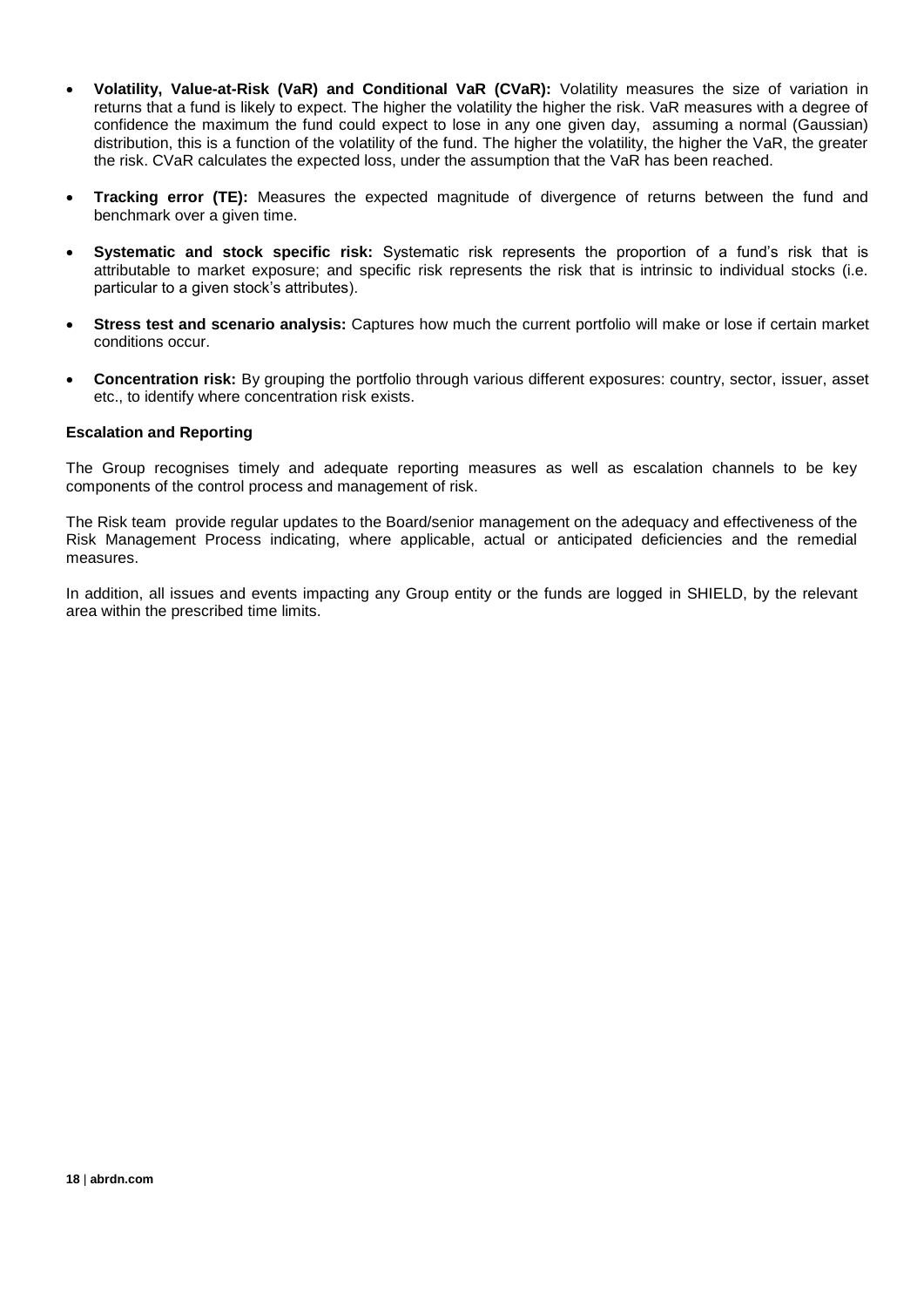- **Volatility, Value-at-Risk (VaR) and Conditional VaR (CVaR):** Volatility measures the size of variation in returns that a fund is likely to expect. The higher the volatility the higher the risk. VaR measures with a degree of confidence the maximum the fund could expect to lose in any one given day, assuming a normal (Gaussian) distribution, this is a function of the volatility of the fund. The higher the volatility, the higher the VaR, the greater the risk. CVaR calculates the expected loss, under the assumption that the VaR has been reached.

- **Tracking error (TE):** Measures the expected magnitude of divergence of returns between the fund and benchmark over a given time.

- **Systematic and stock specific risk:** Systematic risk represents the proportion of a fund's risk that is attributable to market exposure; and specific risk represents the risk that is intrinsic to individual stocks (i.e. particular to a given stock's attributes).

- **Stress test and scenario analysis:** Captures how much the current portfolio will make or lose if certain market conditions occur.

- **Concentration risk:** By grouping the portfolio through various different exposures: country, sector, issuer, asset etc., to identify where concentration risk exists.

**Escalation and Reporting**

The Group recognises timely and adequate reporting measures as well as escalation channels to be key components of the control process and management of risk.

The Risk team provide regular updates to the Board/senior management on the adequacy and effectiveness of the Risk Management Process indicating, where applicable, actual or anticipated deficiencies and the remedial measures.

In addition, all issues and events impacting any Group entity or the funds are logged in SHIELD, by the relevant area within the prescribed time limits.